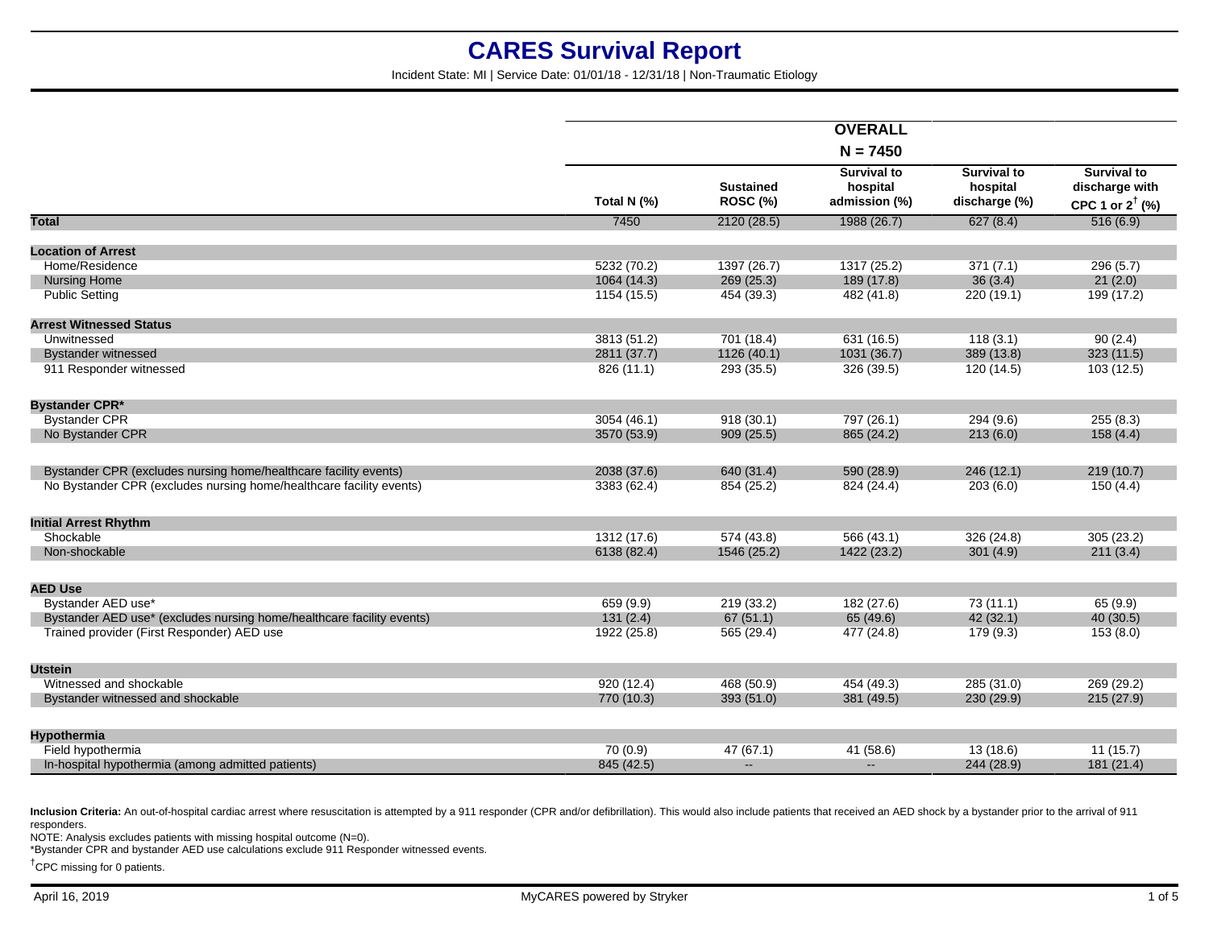# CARES Survival Report

Incident State: MI | Service Date: 01/01/18 - 12/31/18 | Non-Traumatic Etiology

| | OVERALL N = 7450 | | | | |
|---|---|---|---|---|---|
| | Total N (%) | Sustained ROSC (%) | Survival to hospital admission (%) | Survival to hospital discharge (%) | Survival to discharge with CPC 1 or 2[†] (%) |
| **Total** | 7450 | 2120 (28.5) | 1988 (26.7) | 627 (8.4) | 516 (6.9) |
| **Location of Arrest** | | | | | |
| Home/Residence | 5232 (70.2) | 1397 (26.7) | 1317 (25.2) | 371 (7.1) | 296 (5.7) |
| Nursing Home | 1064 (14.3) | 269 (25.3) | 189 (17.8) | 36 (3.4) | 21 (2.0) |
| Public Setting | 1154 (15.5) | 454 (39.3) | 482 (41.8) | 220 (19.1) | 199 (17.2) |
| **Arrest Witnessed Status** | | | | | |
| Unwitnessed | 3813 (51.2) | 701 (18.4) | 631 (16.5) | 118 (3.1) | 90 (2.4) |
| Bystander witnessed | 2811 (37.7) | 1126 (40.1) | 1031 (36.7) | 389 (13.8) | 323 (11.5) |
| 911 Responder witnessed | 826 (11.1) | 293 (35.5) | 326 (39.5) | 120 (14.5) | 103 (12.5) |
| **Bystander CPR*** | | | | | |
| Bystander CPR | 3054 (46.1) | 918 (30.1) | 797 (26.1) | 294 (9.6) | 255 (8.3) |
| No Bystander CPR | 3570 (53.9) | 909 (25.5) | 865 (24.2) | 213 (6.0) | 158 (4.4) |
| Bystander CPR (excludes nursing home/healthcare facility events) | 2038 (37.6) | 640 (31.4) | 590 (28.9) | 246 (12.1) | 219 (10.7) |
| No Bystander CPR (excludes nursing home/healthcare facility events) | 3383 (62.4) | 854 (25.2) | 824 (24.4) | 203 (6.0) | 150 (4.4) |
| **Initial Arrest Rhythm** | | | | | |
| Shockable | 1312 (17.6) | 574 (43.8) | 566 (43.1) | 326 (24.8) | 305 (23.2) |
| Non-shockable | 6138 (82.4) | 1546 (25.2) | 1422 (23.2) | 301 (4.9) | 211 (3.4) |
| **AED Use** | | | | | |
| Bystander AED use* | 659 (9.9) | 219 (33.2) | 182 (27.6) | 73 (11.1) | 65 (9.9) |
| Bystander AED use* (excludes nursing home/healthcare facility events) | 131 (2.4) | 67 (51.1) | 65 (49.6) | 42 (32.1) | 40 (30.5) |
| Trained provider (First Responder) AED use | 1922 (25.8) | 565 (29.4) | 477 (24.8) | 179 (9.3) | 153 (8.0) |
| **Utstein** | | | | | |
| Witnessed and shockable | 920 (12.4) | 468 (50.9) | 454 (49.3) | 285 (31.0) | 269 (29.2) |
| Bystander witnessed and shockable | 770 (10.3) | 393 (51.0) | 381 (49.5) | 230 (29.9) | 215 (27.9) |
| **Hypothermia** | | | | | |
| Field hypothermia | 70 (0.9) | 47 (67.1) | 41 (58.6) | 13 (18.6) | 11 (15.7) |
| In-hospital hypothermia (among admitted patients) | 845 (42.5) | -- | -- | 244 (28.9) | 181 (21.4) |

**Inclusion Criteria:** An out-of-hospital cardiac arrest where resuscitation is attempted by a 911 responder (CPR and/or defibrillation). This would also include patients that received an AED shock by a bystander prior to the arrival of 911 responders.

NOTE: Analysis excludes patients with missing hospital outcome (N=0).

*Bystander CPR and bystander AED use calculations exclude 911 Responder witnessed events.

[†]CPC missing for 0 patients.

April 16, 2019 | MyCARES powered by Stryker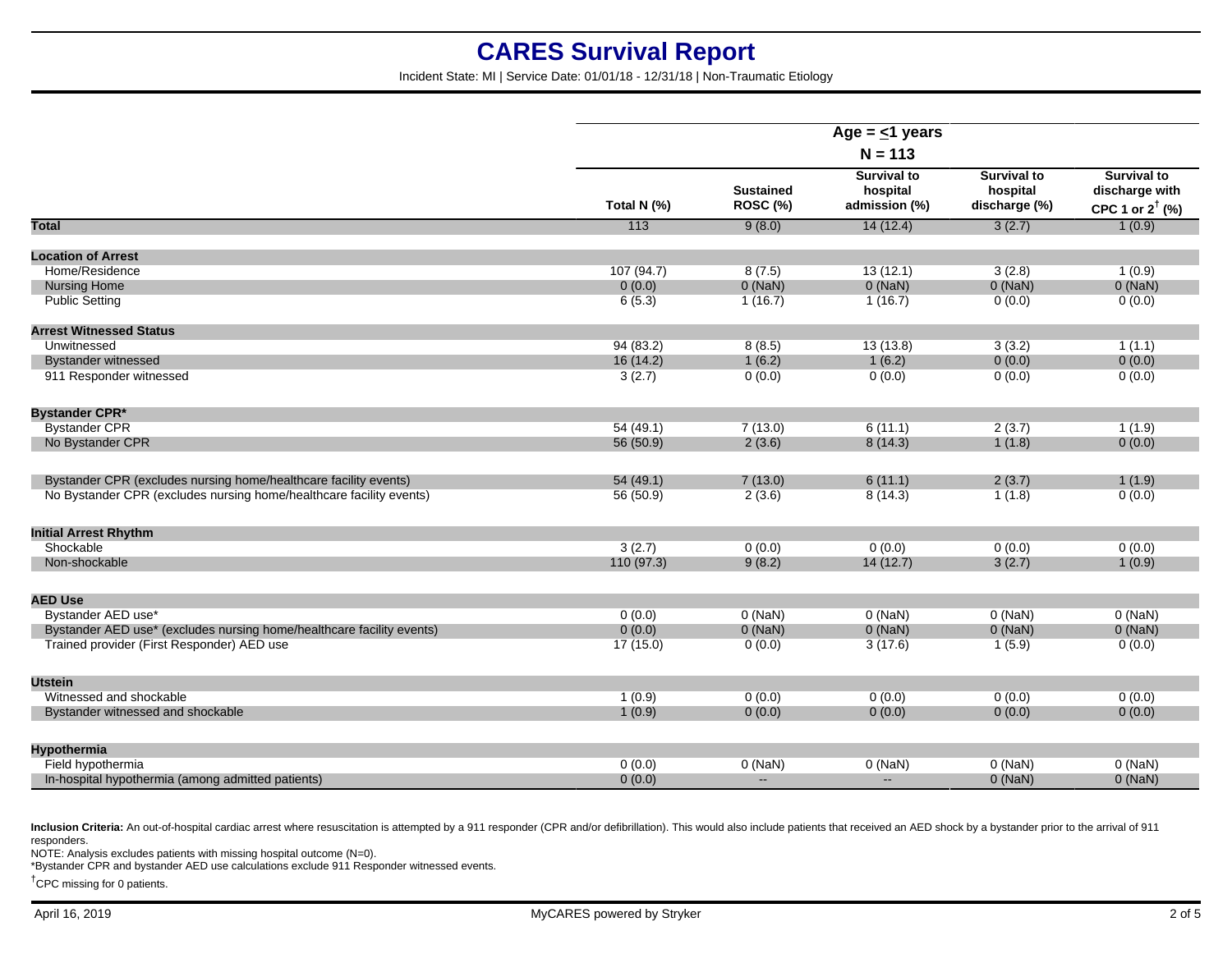# CARES Survival Report

Incident State: MI | Service Date: 01/01/18 - 12/31/18 | Non-Traumatic Etiology

| | Age = ≤1 years | | | | |
|---|---|---|---|---|---|
| | N = 113 | | | | |
| | Total N (%) | Sustained ROSC (%) | Survival to hospital admission (%) | Survival to hospital discharge (%) | Survival to discharge with CPC 1 or 2† (%) |
| **Total** | 113 | 9 (8.0) | 14 (12.4) | 3 (2.7) | 1 (0.9) |
| **Location of Arrest** | | | | | |
| Home/Residence | 107 (94.7) | 8 (7.5) | 13 (12.1) | 3 (2.8) | 1 (0.9) |
| Nursing Home | 0 (0.0) | 0 (NaN) | 0 (NaN) | 0 (NaN) | 0 (NaN) |
| Public Setting | 6 (5.3) | 1 (16.7) | 1 (16.7) | 0 (0.0) | 0 (0.0) |
| **Arrest Witnessed Status** | | | | | |
| Unwitnessed | 94 (83.2) | 8 (8.5) | 13 (13.8) | 3 (3.2) | 1 (1.1) |
| Bystander witnessed | 16 (14.2) | 1 (6.2) | 1 (6.2) | 0 (0.0) | 0 (0.0) |
| 911 Responder witnessed | 3 (2.7) | 0 (0.0) | 0 (0.0) | 0 (0.0) | 0 (0.0) |
| **Bystander CPR*** | | | | | |
| Bystander CPR | 54 (49.1) | 7 (13.0) | 6 (11.1) | 2 (3.7) | 1 (1.9) |
| No Bystander CPR | 56 (50.9) | 2 (3.6) | 8 (14.3) | 1 (1.8) | 0 (0.0) |
| Bystander CPR (excludes nursing home/healthcare facility events) | 54 (49.1) | 7 (13.0) | 6 (11.1) | 2 (3.7) | 1 (1.9) |
| No Bystander CPR (excludes nursing home/healthcare facility events) | 56 (50.9) | 2 (3.6) | 8 (14.3) | 1 (1.8) | 0 (0.0) |
| **Initial Arrest Rhythm** | | | | | |
| Shockable | 3 (2.7) | 0 (0.0) | 0 (0.0) | 0 (0.0) | 0 (0.0) |
| Non-shockable | 110 (97.3) | 9 (8.2) | 14 (12.7) | 3 (2.7) | 1 (0.9) |
| **AED Use** | | | | | |
| Bystander AED use* | 0 (0.0) | 0 (NaN) | 0 (NaN) | 0 (NaN) | 0 (NaN) |
| Bystander AED use* (excludes nursing home/healthcare facility events) | 0 (0.0) | 0 (NaN) | 0 (NaN) | 0 (NaN) | 0 (NaN) |
| Trained provider (First Responder) AED use | 17 (15.0) | 0 (0.0) | 3 (17.6) | 1 (5.9) | 0 (0.0) |
| **Utstein** | | | | | |
| Witnessed and shockable | 1 (0.9) | 0 (0.0) | 0 (0.0) | 0 (0.0) | 0 (0.0) |
| Bystander witnessed and shockable | 1 (0.9) | 0 (0.0) | 0 (0.0) | 0 (0.0) | 0 (0.0) |
| **Hypothermia** | | | | | |
| Field hypothermia | 0 (0.0) | 0 (NaN) | 0 (NaN) | 0 (NaN) | 0 (NaN) |
| In-hospital hypothermia (among admitted patients) | 0 (0.0) | -- | -- | 0 (NaN) | 0 (NaN) |

**Inclusion Criteria:** An out-of-hospital cardiac arrest where resuscitation is attempted by a 911 responder (CPR and/or defibrillation). This would also include patients that received an AED shock by a bystander prior to the arrival of 911 responders.

NOTE: Analysis excludes patients with missing hospital outcome (N=0).

*Bystander CPR and bystander AED use calculations exclude 911 Responder witnessed events.

†CPC missing for 0 patients.

April 16, 2019 MyCARES powered by Stryker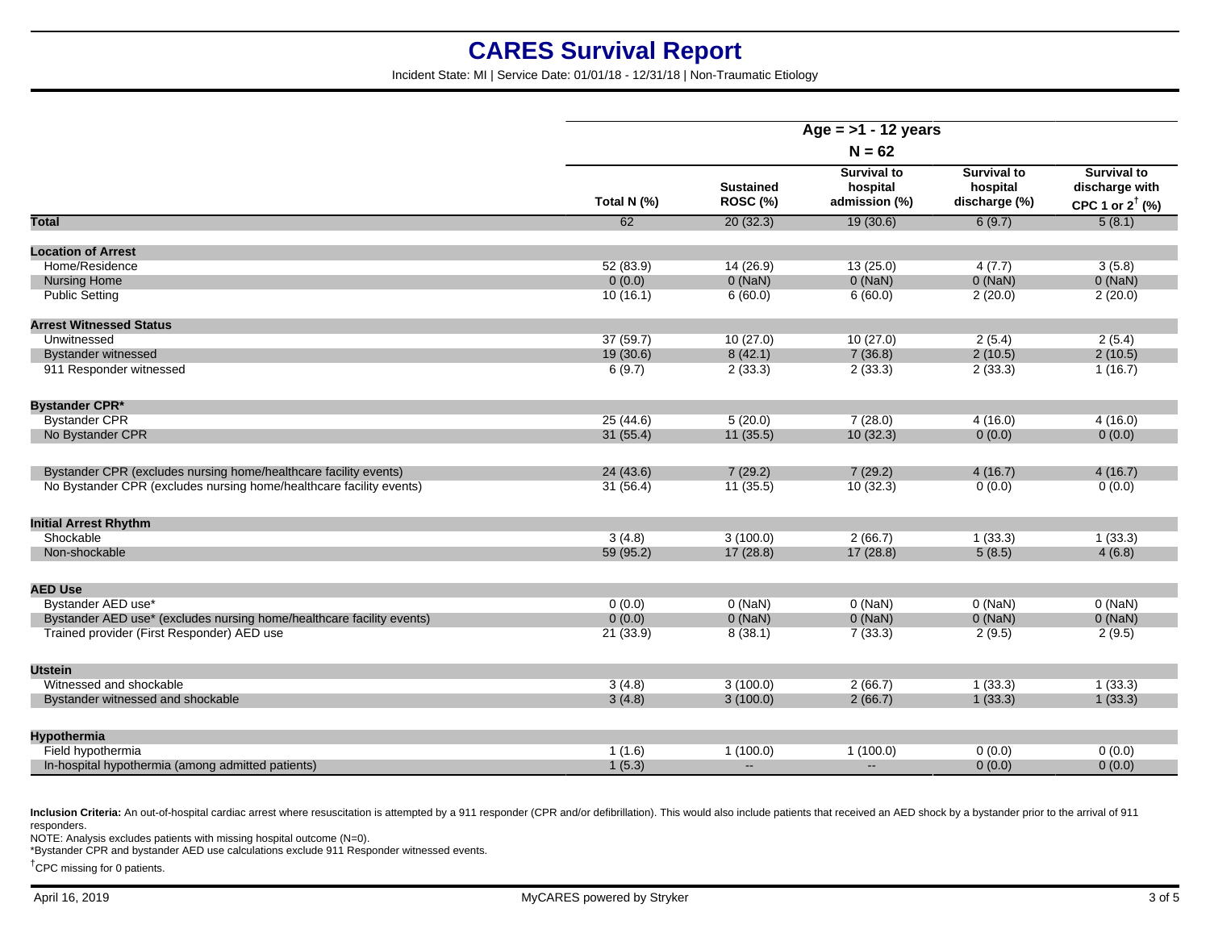# CARES Survival Report

Incident State: MI | Service Date: 01/01/18 - 12/31/18 | Non-Traumatic Etiology

| | Age = >1 - 12 years N = 62 | | | | |
|---|---|---|---|---|---|
| | Total N (%) | Sustained ROSC (%) | Survival to hospital admission (%) | Survival to hospital discharge (%) | Survival to discharge with CPC 1 or 2† (%) |
| **Total** | 62 | 20 (32.3) | 19 (30.6) | 6 (9.7) | 5 (8.1) |
| **Location of Arrest** | | | | | |
| Home/Residence | 52 (83.9) | 14 (26.9) | 13 (25.0) | 4 (7.7) | 3 (5.8) |
| Nursing Home | 0 (0.0) | 0 (NaN) | 0 (NaN) | 0 (NaN) | 0 (NaN) |
| Public Setting | 10 (16.1) | 6 (60.0) | 6 (60.0) | 2 (20.0) | 2 (20.0) |
| **Arrest Witnessed Status** | | | | | |
| Unwitnessed | 37 (59.7) | 10 (27.0) | 10 (27.0) | 2 (5.4) | 2 (5.4) |
| Bystander witnessed | 19 (30.6) | 8 (42.1) | 7 (36.8) | 2 (10.5) | 2 (10.5) |
| 911 Responder witnessed | 6 (9.7) | 2 (33.3) | 2 (33.3) | 2 (33.3) | 1 (16.7) |
| **Bystander CPR*** | | | | | |
| Bystander CPR | 25 (44.6) | 5 (20.0) | 7 (28.0) | 4 (16.0) | 4 (16.0) |
| No Bystander CPR | 31 (55.4) | 11 (35.5) | 10 (32.3) | 0 (0.0) | 0 (0.0) |
| Bystander CPR (excludes nursing home/healthcare facility events) | 24 (43.6) | 7 (29.2) | 7 (29.2) | 4 (16.7) | 4 (16.7) |
| No Bystander CPR (excludes nursing home/healthcare facility events) | 31 (56.4) | 11 (35.5) | 10 (32.3) | 0 (0.0) | 0 (0.0) |
| **Initial Arrest Rhythm** | | | | | |
| Shockable | 3 (4.8) | 3 (100.0) | 2 (66.7) | 1 (33.3) | 1 (33.3) |
| Non-shockable | 59 (95.2) | 17 (28.8) | 17 (28.8) | 5 (8.5) | 4 (6.8) |
| **AED Use** | | | | | |
| Bystander AED use* | 0 (0.0) | 0 (NaN) | 0 (NaN) | 0 (NaN) | 0 (NaN) |
| Bystander AED use* (excludes nursing home/healthcare facility events) | 0 (0.0) | 0 (NaN) | 0 (NaN) | 0 (NaN) | 0 (NaN) |
| Trained provider (First Responder) AED use | 21 (33.9) | 8 (38.1) | 7 (33.3) | 2 (9.5) | 2 (9.5) |
| **Utstein** | | | | | |
| Witnessed and shockable | 3 (4.8) | 3 (100.0) | 2 (66.7) | 1 (33.3) | 1 (33.3) |
| Bystander witnessed and shockable | 3 (4.8) | 3 (100.0) | 2 (66.7) | 1 (33.3) | 1 (33.3) |
| **Hypothermia** | | | | | |
| Field hypothermia | 1 (1.6) | 1 (100.0) | 1 (100.0) | 0 (0.0) | 0 (0.0) |
| In-hospital hypothermia (among admitted patients) | 1 (5.3) | -- | -- | 0 (0.0) | 0 (0.0) |

**Inclusion Criteria:** An out-of-hospital cardiac arrest where resuscitation is attempted by a 911 responder (CPR and/or defibrillation). This would also include patients that received an AED shock by a bystander prior to the arrival of 911 responders.

NOTE: Analysis excludes patients with missing hospital outcome (N=0).

*Bystander CPR and bystander AED use calculations exclude 911 Responder witnessed events.

†CPC missing for 0 patients.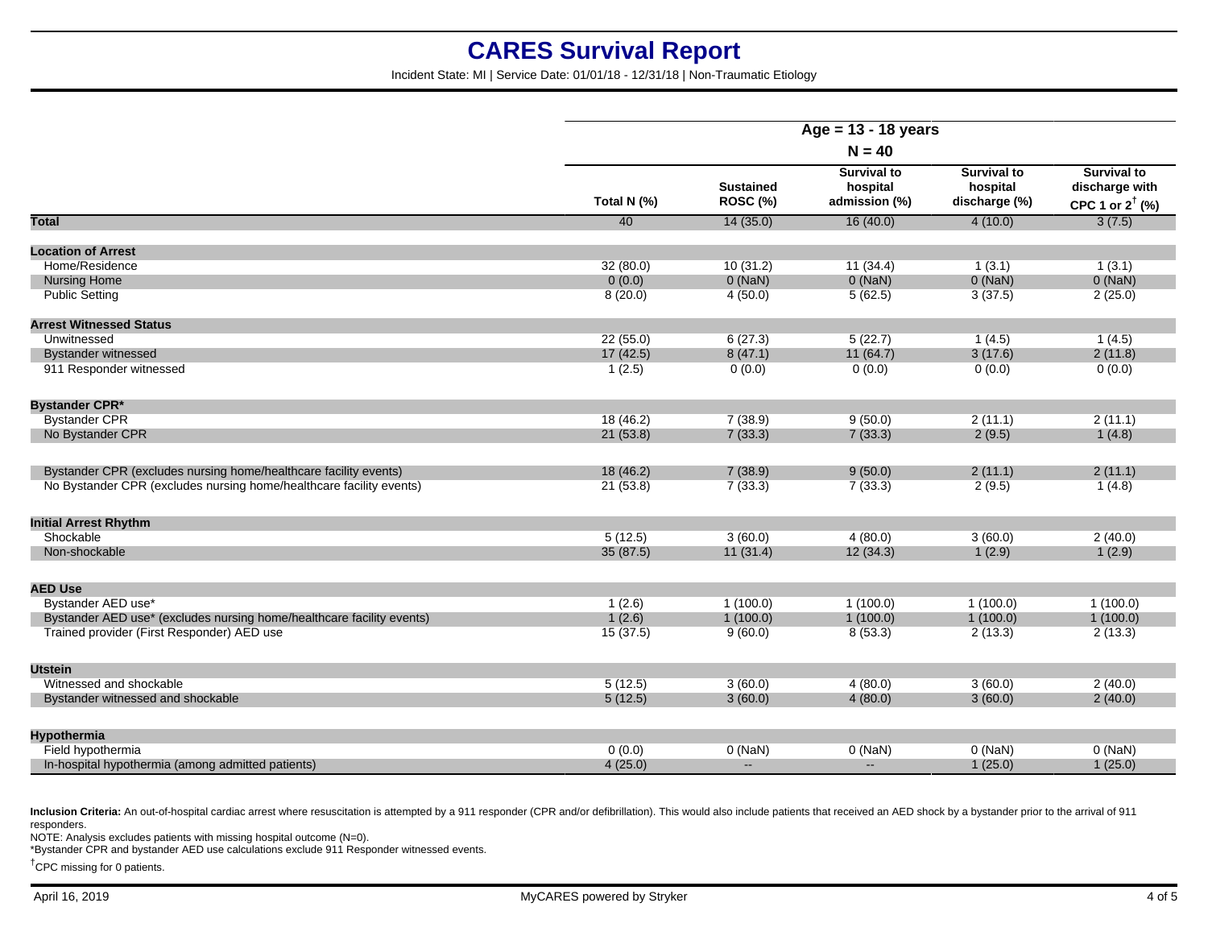# CARES Survival Report

Incident State: MI | Service Date: 01/01/18 - 12/31/18 | Non-Traumatic Etiology

| | Age = 13 - 18 years N = 40 | | | | |
|---|---|---|---|---|---|
| | Total N (%) | Sustained ROSC (%) | Survival to hospital admission (%) | Survival to hospital discharge (%) | Survival to discharge with CPC 1 or 2† (%) |
| **Total** | 40 | 14 (35.0) | 16 (40.0) | 4 (10.0) | 3 (7.5) |
| **Location of Arrest** | | | | | |
| Home/Residence | 32 (80.0) | 10 (31.2) | 11 (34.4) | 1 (3.1) | 1 (3.1) |
| Nursing Home | 0 (0.0) | 0 (NaN) | 0 (NaN) | 0 (NaN) | 0 (NaN) |
| Public Setting | 8 (20.0) | 4 (50.0) | 5 (62.5) | 3 (37.5) | 2 (25.0) |
| **Arrest Witnessed Status** | | | | | |
| Unwitnessed | 22 (55.0) | 6 (27.3) | 5 (22.7) | 1 (4.5) | 1 (4.5) |
| Bystander witnessed | 17 (42.5) | 8 (47.1) | 11 (64.7) | 3 (17.6) | 2 (11.8) |
| 911 Responder witnessed | 1 (2.5) | 0 (0.0) | 0 (0.0) | 0 (0.0) | 0 (0.0) |
| **Bystander CPR*** | | | | | |
| Bystander CPR | 18 (46.2) | 7 (38.9) | 9 (50.0) | 2 (11.1) | 2 (11.1) |
| No Bystander CPR | 21 (53.8) | 7 (33.3) | 7 (33.3) | 2 (9.5) | 1 (4.8) |
| Bystander CPR (excludes nursing home/healthcare facility events) | 18 (46.2) | 7 (38.9) | 9 (50.0) | 2 (11.1) | 2 (11.1) |
| No Bystander CPR (excludes nursing home/healthcare facility events) | 21 (53.8) | 7 (33.3) | 7 (33.3) | 2 (9.5) | 1 (4.8) |
| **Initial Arrest Rhythm** | | | | | |
| Shockable | 5 (12.5) | 3 (60.0) | 4 (80.0) | 3 (60.0) | 2 (40.0) |
| Non-shockable | 35 (87.5) | 11 (31.4) | 12 (34.3) | 1 (2.9) | 1 (2.9) |
| **AED Use** | | | | | |
| Bystander AED use* | 1 (2.6) | 1 (100.0) | 1 (100.0) | 1 (100.0) | 1 (100.0) |
| Bystander AED use* (excludes nursing home/healthcare facility events) | 1 (2.6) | 1 (100.0) | 1 (100.0) | 1 (100.0) | 1 (100.0) |
| Trained provider (First Responder) AED use | 15 (37.5) | 9 (60.0) | 8 (53.3) | 2 (13.3) | 2 (13.3) |
| **Utstein** | | | | | |
| Witnessed and shockable | 5 (12.5) | 3 (60.0) | 4 (80.0) | 3 (60.0) | 2 (40.0) |
| Bystander witnessed and shockable | 5 (12.5) | 3 (60.0) | 4 (80.0) | 3 (60.0) | 2 (40.0) |
| **Hypothermia** | | | | | |
| Field hypothermia | 0 (0.0) | 0 (NaN) | 0 (NaN) | 0 (NaN) | 0 (NaN) |
| In-hospital hypothermia (among admitted patients) | 4 (25.0) | -- | -- | 1 (25.0) | 1 (25.0) |

**Inclusion Criteria:** An out-of-hospital cardiac arrest where resuscitation is attempted by a 911 responder (CPR and/or defibrillation). This would also include patients that received an AED shock by a bystander prior to the arrival of 911 responders.

NOTE: Analysis excludes patients with missing hospital outcome (N=0).

*Bystander CPR and bystander AED use calculations exclude 911 Responder witnessed events.

†CPC missing for 0 patients.

April 16, 2019 MyCARES powered by Stryker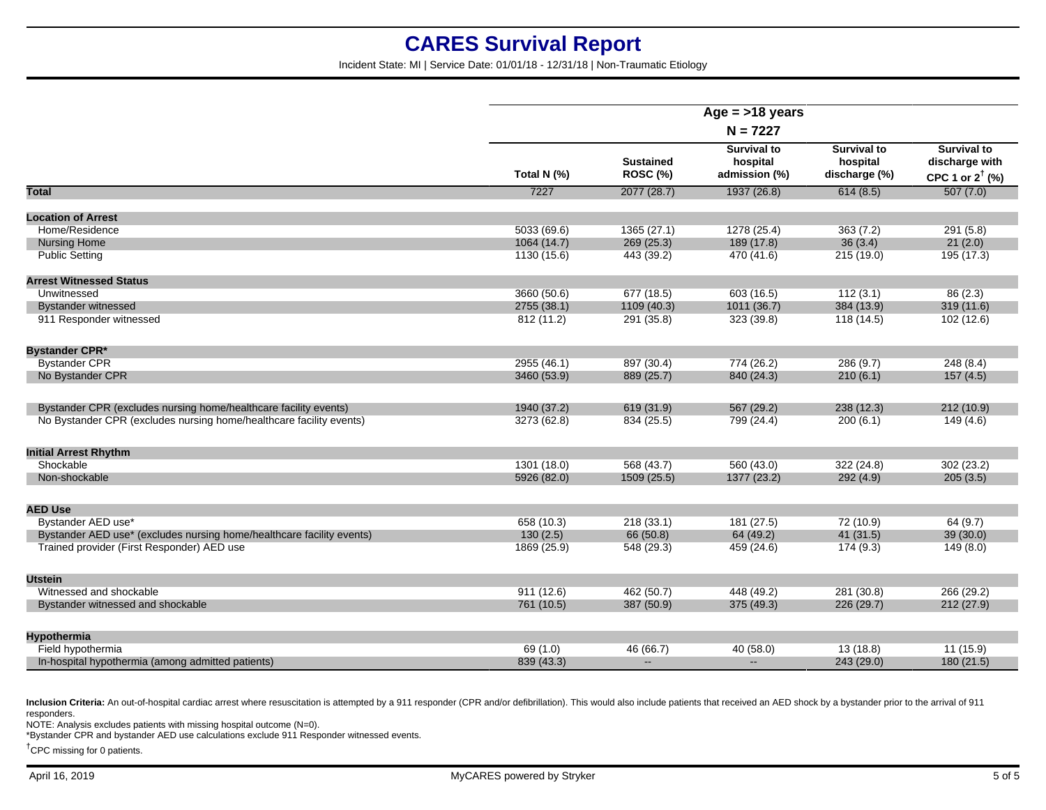# CARES Survival Report

Incident State: MI | Service Date: 01/01/18 - 12/31/18 | Non-Traumatic Etiology

| | Age = >18 years N = 7227 | | | | |
|---|---|---|---|---|---|
| | Total N (%) | Sustained ROSC (%) | Survival to hospital admission (%) | Survival to hospital discharge (%) | Survival to discharge with CPC 1 or 2† (%) |
| **Total** | 7227 | 2077 (28.7) | 1937 (26.8) | 614 (8.5) | 507 (7.0) |
| **Location of Arrest** | | | | | |
| Home/Residence | 5033 (69.6) | 1365 (27.1) | 1278 (25.4) | 363 (7.2) | 291 (5.8) |
| Nursing Home | 1064 (14.7) | 269 (25.3) | 189 (17.8) | 36 (3.4) | 21 (2.0) |
| Public Setting | 1130 (15.6) | 443 (39.2) | 470 (41.6) | 215 (19.0) | 195 (17.3) |
| **Arrest Witnessed Status** | | | | | |
| Unwitnessed | 3660 (50.6) | 677 (18.5) | 603 (16.5) | 112 (3.1) | 86 (2.3) |
| Bystander witnessed | 2755 (38.1) | 1109 (40.3) | 1011 (36.7) | 384 (13.9) | 319 (11.6) |
| 911 Responder witnessed | 812 (11.2) | 291 (35.8) | 323 (39.8) | 118 (14.5) | 102 (12.6) |
| **Bystander CPR*** | | | | | |
| Bystander CPR | 2955 (46.1) | 897 (30.4) | 774 (26.2) | 286 (9.7) | 248 (8.4) |
| No Bystander CPR | 3460 (53.9) | 889 (25.7) | 840 (24.3) | 210 (6.1) | 157 (4.5) |
| Bystander CPR (excludes nursing home/healthcare facility events) | 1940 (37.2) | 619 (31.9) | 567 (29.2) | 238 (12.3) | 212 (10.9) |
| No Bystander CPR (excludes nursing home/healthcare facility events) | 3273 (62.8) | 834 (25.5) | 799 (24.4) | 200 (6.1) | 149 (4.6) |
| **Initial Arrest Rhythm** | | | | | |
| Shockable | 1301 (18.0) | 568 (43.7) | 560 (43.0) | 322 (24.8) | 302 (23.2) |
| Non-shockable | 5926 (82.0) | 1509 (25.5) | 1377 (23.2) | 292 (4.9) | 205 (3.5) |
| **AED Use** | | | | | |
| Bystander AED use* | 658 (10.3) | 218 (33.1) | 181 (27.5) | 72 (10.9) | 64 (9.7) |
| Bystander AED use* (excludes nursing home/healthcare facility events) | 130 (2.5) | 66 (50.8) | 64 (49.2) | 41 (31.5) | 39 (30.0) |
| Trained provider (First Responder) AED use | 1869 (25.9) | 548 (29.3) | 459 (24.6) | 174 (9.3) | 149 (8.0) |
| **Utstein** | | | | | |
| Witnessed and shockable | 911 (12.6) | 462 (50.7) | 448 (49.2) | 281 (30.8) | 266 (29.2) |
| Bystander witnessed and shockable | 761 (10.5) | 387 (50.9) | 375 (49.3) | 226 (29.7) | 212 (27.9) |
| **Hypothermia** | | | | | |
| Field hypothermia | 69 (1.0) | 46 (66.7) | 40 (58.0) | 13 (18.8) | 11 (15.9) |
| In-hospital hypothermia (among admitted patients) | 839 (43.3) | -- | -- | 243 (29.0) | 180 (21.5) |

**Inclusion Criteria:** An out-of-hospital cardiac arrest where resuscitation is attempted by a 911 responder (CPR and/or defibrillation). This would also include patients that received an AED shock by a bystander prior to the arrival of 911 responders.

NOTE: Analysis excludes patients with missing hospital outcome (N=0).

*Bystander CPR and bystander AED use calculations exclude 911 Responder witnessed events.

†CPC missing for 0 patients.

April 16, 2019 MyCARES powered by Stryker